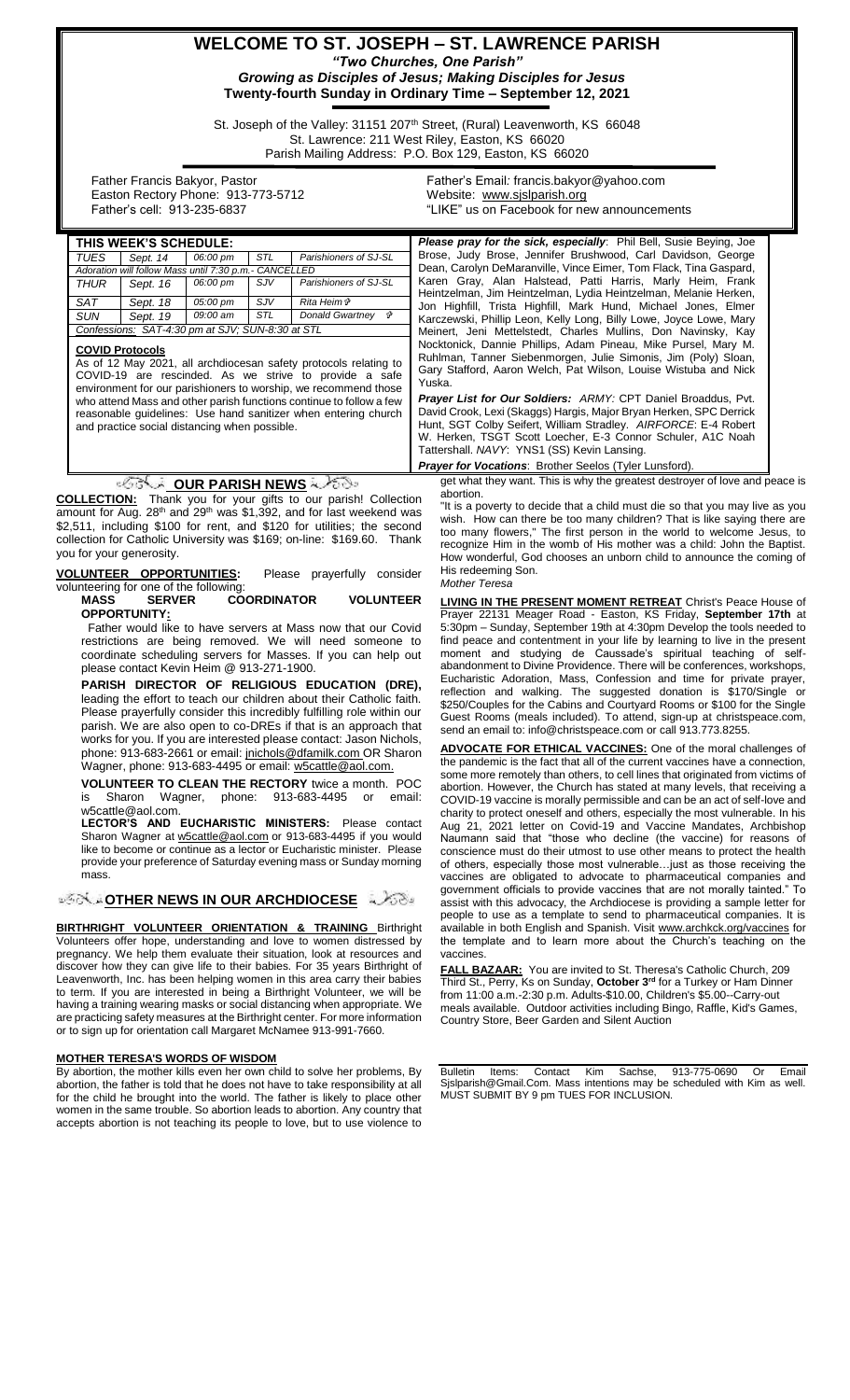# WELCOME TO ST. JOSEPH – ST. LAWRENCE PARISH

***"Two Churches, One Parish"***

***Growing as Disciples of Jesus; Making Disciples for Jesus***

**Twenty-fourth Sunday in Ordinary Time – September 12, 2021**

St. Joseph of the Valley: 31151 207th Street, (Rural) Leavenworth, KS 66048
St. Lawrence: 211 West Riley, Easton, KS 66020
Parish Mailing Address: P.O. Box 129, Easton, KS 66020

Father Francis Bakyor, Pastor
Easton Rectory Phone: 913-773-5712
Father's cell: 913-235-6837

Father's Email: francis.bakyor@yahoo.com
Website: www.sjslparish.org
"LIKE" us on Facebook for new announcements

| THIS WEEK'S SCHEDULE: | | | | |
|---|---|---|---|---|
| *TUES* | *Sept. 14* | *06:00 pm* | *STL* | *Parishioners of SJ-SL* |
| *Adoration will follow Mass until 7:30 p.m.- CANCELLED* | | | | |
| *THUR* | *Sept. 16* | *06:00 pm* | *SJV* | *Parishioners of SJ-SL* |
| *SAT* | *Sept. 18* | *05:00 pm* | *SJV* | *Rita Heim ✞* |
| *SUN* | *Sept. 19* | *09:00 am* | *STL* | *Donald Gwartney ✞* |
| *Confessions: SAT-4:30 pm at SJV; SUN-8:30 at STL* | | | | |

**COVID Protocols**

As of 12 May 2021, all archdiocesan safety protocols relating to COVID-19 are rescinded. As we strive to provide a safe environment for our parishioners to worship, we recommend those who attend Mass and other parish functions continue to follow a few reasonable guidelines: Use hand sanitizer when entering church and practice social distancing when possible.

***Please pray for the sick, especially***: Phil Bell, Susie Beying, Joe Brose, Judy Brose, Jennifer Brushwood, Carl Davidson, George Dean, Carolyn DeMaranville, Vince Eimer, Tom Flack, Tina Gaspard, Karen Gray, Alan Halstead, Patti Harris, Marly Heim, Frank Heintzelman, Jim Heintzelman, Lydia Heintzelman, Melanie Herken, Jon Highfill, Trista Highfill, Mark Hund, Michael Jones, Elmer Karczewski, Phillip Leon, Kelly Long, Billy Lowe, Joyce Lowe, Mary Meinert, Jeni Mettelstedt, Charles Mullins, Don Navinsky, Kay Nocktonick, Dannie Phillips, Adam Pineau, Mike Pursel, Mary M. Ruhlman, Tanner Siebenmorgen, Julie Simonis, Jim (Poly) Sloan, Gary Stafford, Aaron Welch, Pat Wilson, Louise Wistuba and Nick Yuska.

***Prayer List for Our Soldiers:*** *ARMY:* CPT Daniel Broaddus, Pvt. David Crook, Lexi (Skaggs) Hargis, Major Bryan Herken, SPC Derrick Hunt, SGT Colby Seifert, William Stradley. *AIRFORCE*: E-4 Robert W. Herken, TSGT Scott Loecher, E-3 Connor Schuler, A1C Noah Tattershall. *NAVY*: YNS1 (SS) Kevin Lansing.

***Prayer for Vocations***: Brother Seelos (Tyler Lunsford).

## OUR PARISH NEWS

**COLLECTION:** Thank you for your gifts to our parish! Collection amount for Aug. 28th and 29th was $1,392, and for last weekend was $2,511, including $100 for rent, and $120 for utilities; the second collection for Catholic University was $169; on-line: $169.60. Thank you for your generosity.

**VOLUNTEER OPPORTUNITIES:** Please prayerfully consider volunteering for one of the following:

**MASS SERVER COORDINATOR VOLUNTEER OPPORTUNITY:** Father would like to have servers at Mass now that our Covid restrictions are being removed. We will need someone to coordinate scheduling servers for Masses. If you can help out please contact Kevin Herken @ 913-271-1900.

**PARISH DIRECTOR OF RELIGIOUS EDUCATION (DRE),** leading the effort to teach our children about their Catholic faith. Please prayerfully consider this incredibly fulfilling role within our parish. We are also open to co-DREs if that is an approach that works for you. If you are interested please contact: Jason Nichols, phone: 913-683-2661 or email: jnichols@dfamilk.com OR Sharon Wagner, phone: 913-683-4495 or email: w5cattle@aol.com.

**VOLUNTEER TO CLEAN THE RECTORY** twice a month. POC is Sharon Wagner, phone: 913-683-4495 or email: w5cattle@aol.com.

**LECTOR'S AND EUCHARISTIC MINISTERS:** Please contact Sharon Wagner at w5cattle@aol.com or 913-683-4495 if you would like to become or continue as a lector or Eucharistic minister. Please provide your preference of Saturday evening mass or Sunday morning mass.

## OTHER NEWS IN OUR ARCHDIOCESE

**BIRTHRIGHT VOLUNTEER ORIENTATION & TRAINING** Birthright Volunteers offer hope, understanding and love to women distressed by pregnancy. We help them evaluate their situation, look at resources and discover how they can give life to their babies. For 35 years Birthright of Leavenworth, Inc. has been helping women in this area carry their babies to term. If you are interested in being a Birthright Volunteer, we will be having a training wearing masks or social distancing when appropriate. We are practicing safety measures at the Birthright center. For more information or to sign up for orientation call Margaret McNamee 913-991-7660.

**MOTHER TERESA'S WORDS OF WISDOM**

By abortion, the mother kills even her own child to solve her problems, By abortion, the father is told that he does not have to take responsibility at all for the child he brought into the world. The father is likely to place other women in the same trouble. So abortion leads to abortion. Any country that accepts abortion is not teaching its people to love, but to use violence to get what they want. This is why the greatest destroyer of love and peace is abortion.

"It is a poverty to decide that a child must die so that you may live as you wish. How can there be too many children? That is like saying there are too many flowers," The first person in the world to welcome Jesus, to recognize Him in the womb of His mother was a child: John the Baptist. How wonderful, God chooses an unborn child to announce the coming of His redeeming Son.

*Mother Teresa*

**LIVING IN THE PRESENT MOMENT RETREAT** Christ's Peace House of Prayer 22131 Meager Road - Easton, KS Friday, **September 17th** at 5:30pm – Sunday, September 19th at 4:30pm Develop the tools needed to find peace and contentment in your life by learning to live in the present moment and studying de Caussade's spiritual teaching of self-abandonment to Divine Providence. There will be conferences, workshops, Eucharistic Adoration, Mass, Confession and time for private prayer, reflection and walking. The suggested donation is $170/Single or $250/Couples for the Cabins and Courtyard Rooms or $100 for the Single Guest Rooms (meals included). To attend, sign-up at christspeace.com, send an email to: info@christspeace.com or call 913.773.8255.

**ADVOCATE FOR ETHICAL VACCINES:** One of the moral challenges of the pandemic is the fact that all of the current vaccines have a connection, some more remotely than others, to cell lines that originated from victims of abortion. However, the Church has stated at many levels, that receiving a COVID-19 vaccine is morally permissible and can be an act of self-love and charity to protect oneself and others, especially the most vulnerable. In his Aug 21, 2021 letter on Covid-19 and Vaccine Mandates, Archbishop Naumann said that "those who decline (the vaccine) for reasons of conscience must do their utmost to use other means to protect the health of others, especially those most vulnerable…just as those receiving the vaccines are obligated to advocate to pharmaceutical companies and government officials to provide vaccines that are not morally tainted." To assist with this advocacy, the Archdiocese is providing a sample letter for people to use as a template to send to pharmaceutical companies. It is available in both English and Spanish. Visit www.archkck.org/vaccines for the template and to learn more about the Church's teaching on the vaccines.

**FALL BAZAAR:** You are invited to St. Theresa's Catholic Church, 209 Third St., Perry, Ks on Sunday, **October 3rd** for a Turkey or Ham Dinner from 11:00 a.m.-2:30 p.m. Adults-$10.00, Children's $5.00--Carry-out meals available. Outdoor activities including Bingo, Raffle, Kid's Games, Country Store, Beer Garden and Silent Auction

Bulletin Items: Contact Kim Sachse, 913-775-0690 Or Email Sjslparish@Gmail.Com. Mass intentions may be scheduled with Kim as well. MUST SUBMIT BY 9 pm TUES FOR INCLUSION.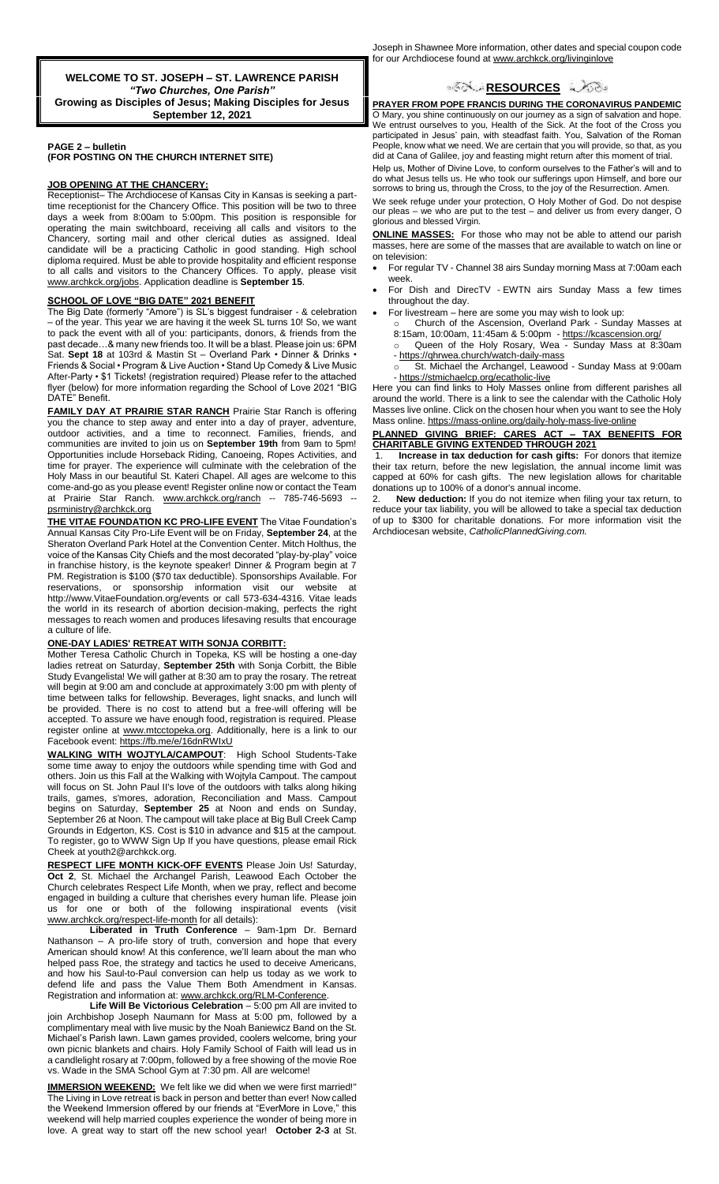**WELCOME TO ST. JOSEPH – ST. LAWRENCE PARISH**
***"Two Churches, One Parish"***
**Growing as Disciples of Jesus; Making Disciples for Jesus**
**September 12, 2021**

**PAGE 2 – bulletin**
**(FOR POSTING ON THE CHURCH INTERNET SITE)**

**JOB OPENING AT THE CHANCERY:**

Receptionist– The Archdiocese of Kansas City in Kansas is seeking a part-time receptionist for the Chancery Office. This position will be two to three days a week from 8:00am to 5:00pm. This position is responsible for operating the main switchboard, receiving all calls and visitors to the Chancery, sorting mail and other clerical duties as assigned. Ideal candidate will be a practicing Catholic in good standing. High school diploma required. Must be able to provide hospitality and efficient response to all calls and visitors to the Chancery Offices. To apply, please visit www.archkck.org/jobs. Application deadline is **September 15**.

**SCHOOL OF LOVE "BIG DATE" 2021 BENEFIT**

The Big Date (formerly "Amore") is SL's biggest fundraiser - & celebration – of the year. This year we are having it the week SL turns 10! So, we want to pack the event with all of you: participants, donors, & friends from the past decade…& many new friends too. It will be a blast. Please join us: 6PM Sat. **Sept 18** at 103rd & Mastin St – Overland Park • Dinner & Drinks • Friends & Social • Program & Live Auction • Stand Up Comedy & Live Music After-Party • $1 Tickets! (registration required) Please refer to the attached flyer (below) for more information regarding the School of Love 2021 "BIG DATE" Benefit.

**FAMILY DAY AT PRAIRIE STAR RANCH** Prairie Star Ranch is offering you the chance to step away and enter into a day of prayer, adventure, outdoor activities, and a time to reconnect. Families, friends, and communities are invited to join us on **September 19th** from 9am to 5pm! Opportunities include Horseback Riding, Canoeing, Ropes Activities, and time for prayer. The experience will culminate with the celebration of the Holy Mass in our beautiful St. Kateri Chapel. All ages are welcome to this come-and-go as you please event! Register online now or contact the Team at Prairie Star Ranch. www.archkck.org/ranch -- 785-746-5693 -- psrministry@archkck.org

**THE VITAE FOUNDATION KC PRO-LIFE EVENT** The Vitae Foundation's Annual Kansas City Pro-Life Event will be on Friday, **September 24**, at the Sheraton Overland Park Hotel at the Convention Center. Mitch Holthus, the voice of the Kansas City Chiefs and the most decorated "play-by-play" voice in franchise history, is the keynote speaker! Dinner & Program begin at 7 PM. Registration is $100 ($70 tax deductible). Sponsorships Available. For reservations, or sponsorship information visit our website at http://www.VitaeFoundation.org/events or call 573-634-4316. Vitae leads the world in its research of abortion decision-making, perfects the right messages to reach women and produces lifesaving results that encourage a culture of life.

**ONE-DAY LADIES' RETREAT WITH SONJA CORBITT:**

Mother Teresa Catholic Church in Topeka, KS will be hosting a one-day ladies retreat on Saturday, **September 25th** with Sonja Corbitt, the Bible Study Evangelista! We will gather at 8:30 am to pray the rosary. The retreat will begin at 9:00 am and conclude at approximately 3:00 pm with plenty of time between talks for fellowship. Beverages, light snacks, and lunch will be provided. There is no cost to attend but a free-will offering will be accepted. To assure we have enough food, registration is required. Please register online at www.mtctopeka.org. Additionally, here is a link to our Facebook event: https://fb.me/e/16dnRWIxU

**WALKING WITH WOJTYLA/CAMPOUT**: High School Students-Take some time away to enjoy the outdoors while spending time with God and others. Join us this Fall at the Walking with Wojtyla Campout. The campout will focus on St. John Paul II's love of the outdoors with talks along hiking trails, games, s'mores, adoration, Reconciliation and Mass. Campout begins on Saturday, **September 25** at Noon and ends on Sunday, September 26 at Noon. The campout will take place at Big Bull Creek Camp Grounds in Edgerton, KS. Cost is $10 in advance and $15 at the campout. To register, go to WWW Sign Up If you have questions, please email Rick Cheek at youth2@archkck.org.

**RESPECT LIFE MONTH KICK-OFF EVENTS** Please Join Us! Saturday, **Oct 2**, St. Michael the Archangel Parish, Leawood Each October the Church celebrates Respect Life Month, when we pray, reflect and become engaged in building a culture that cherishes every human life. Please join us for one or both of the following inspirational events (visit www.archkck.org/respect-life-month for all details):

**Liberated in Truth Conference** – 9am-1pm Dr. Bernard Nathanson – A pro-life story of truth, conversion and hope that every American should know! At this conference, we'll learn about the man who helped pass Roe, the strategy and tactics he used to deceive Americans, and how his Saul-to-Paul conversion can help us today as we work to defend life and pass the Value Them Both Amendment in Kansas. Registration and information at: www.archkck.org/RLM-Conference.

**Life Will Be Victorious Celebration** – 5:00 pm All are invited to join Archbishop Joseph Naumann for Mass at 5:00 pm, followed by a complimentary meal with live music by the Noah Baniewicz Band on the St. Michael's Parish lawn. Lawn games provided, coolers welcome, bring your own picnic blankets and chairs. Holy Family School of Faith will lead us in a candlelight rosary at 7:00pm, followed by a free showing of the movie Roe vs. Wade in the SMA School Gym at 7:30 pm. All are welcome!

**IMMERSION WEEKEND:** We felt like we did when we were first married!" The Living in Love retreat is back in person and better than ever! Now called the Weekend Immersion offered by our friends at "EverMore in Love," this weekend will help married couples experience the wonder of being more in love. A great way to start off the new school year! **October 2-3** at St. Joseph in Shawnee More information, other dates and special coupon code for our Archdiocese found at www.archkck.org/livinginlove

## RESOURCES

**PRAYER FROM POPE FRANCIS DURING THE CORONAVIRUS PANDEMIC**

O Mary, you shine continuously on our journey as a sign of salvation and hope. We entrust ourselves to you, Health of the Sick. At the foot of the Cross you participated in Jesus' pain, with steadfast faith. You, Salvation of the Roman People, know what we need. We are certain that you will provide, so that, as you did at Cana of Galilee, joy and feasting might return after this moment of trial.

Help us, Mother of Divine Love, to conform ourselves to the Father's will and to do what Jesus tells us. He who took our sufferings upon Himself, and bore our sorrows to bring us, through the Cross, to the joy of the Resurrection. Amen.

We seek refuge under your protection, O Holy Mother of God. Do not despise our pleas – we who are put to the test – and deliver us from every danger, O glorious and blessed Virgin.

**ONLINE MASSES:** For those who may not be able to attend our parish masses, here are some of the masses that are available to watch on line or on television:

- For regular TV - Channel 38 airs Sunday morning Mass at 7:00am each week.
- For Dish and DirecTV - EWTN airs Sunday Mass a few times throughout the day.
- For livestream – here are some you may wish to look up:
  - Church of the Ascension, Overland Park - Sunday Masses at 8:15am, 10:00am, 11:45am & 5:00pm - https://kcascension.org/
  - Queen of the Holy Rosary, Wea - Sunday Mass at 8:30am - https://qhrwea.church/watch-daily-mass
  - St. Michael the Archangel, Leawood - Sunday Mass at 9:00am - https://stmichaelcp.org/ecatholic-live

Here you can find links to Holy Masses online from different parishes all around the world. There is a link to see the calendar with the Catholic Holy Masses live online. Click on the chosen hour when you want to see the Holy Mass online. https://mass-online.org/daily-holy-mass-live-online

**PLANNED GIVING BRIEF: CARES ACT – TAX BENEFITS FOR CHARITABLE GIVING EXTENDED THROUGH 2021**

1. **Increase in tax deduction for cash gifts:** For donors that itemize their tax return, before the new legislation, the annual income limit was capped at 60% for cash gifts. The new legislation allows for charitable donations up to 100% of a donor's annual income.
2. **New deduction:** If you do not itemize when filing your tax return, to reduce your tax liability, you will be allowed to take a special tax deduction of up to $300 for charitable donations. For more information visit the Archdiocesan website, *CatholicPlannedGiving.com.*